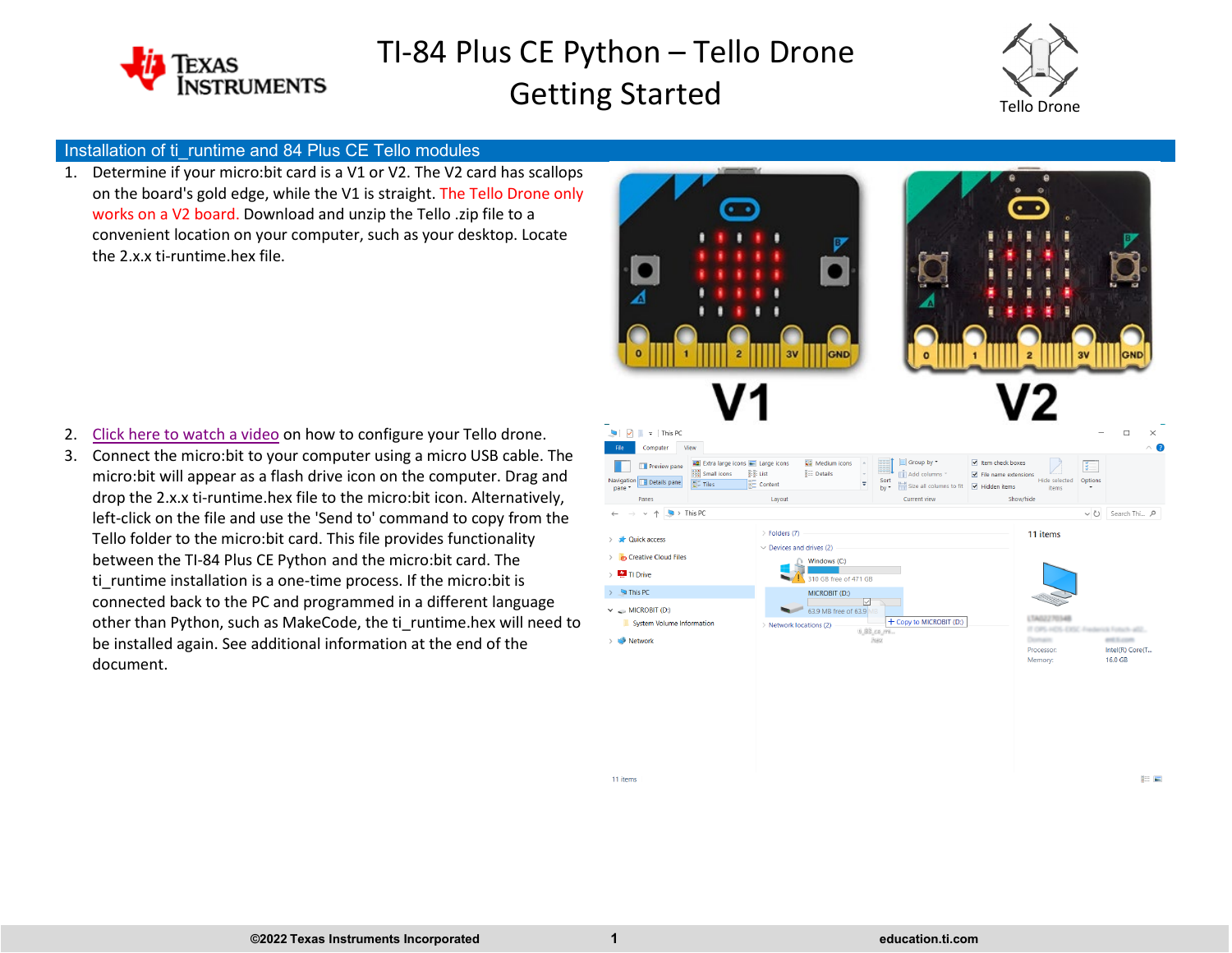# TI-84 Plus CE Python – Tello Drone Getting Started

## Installation of ti_runtime and 84 Plus CE Tello modules

1. Determine if your micro:bit card is a V1 or V2. The V2 card has scallops on the board's gold edge, while the V1 is straight. The Tello Drone only works on a V2 board. Download and unzip the Tello .zip file to a convenient location on your computer, such as your desktop. Locate the 2.x.x ti-runtime.hex file.

2. Click here to watch a video on how to configure your Tello drone.

3. Connect the micro:bit to your computer using a micro USB cable. The micro:bit will appear as a flash drive icon on the computer. Drag and drop the 2.x.x ti-runtime.hex file to the micro:bit icon. Alternatively, left-click on the file and use the 'Send to' command to copy from the Tello folder to the micro:bit card. This file provides functionality between the TI-84 Plus CE Python and the micro:bit card. The ti_runtime installation is a one-time process. If the micro:bit is connected back to the PC and programmed in a different language other than Python, such as MakeCode, the ti_runtime.hex will need to be installed again. See additional information at the end of the document.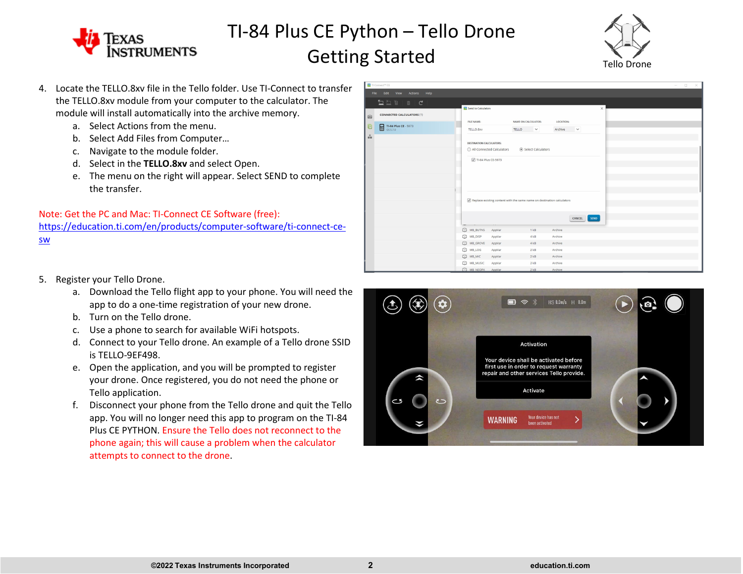# TI-84 Plus CE Python – Tello Drone Getting Started

4. Locate the TELLO.8xv file in the Tello folder. Use TI-Connect to transfer the TELLO.8xv module from your computer to the calculator. The module will install automatically into the archive memory.
   a. Select Actions from the menu.
   b. Select Add Files from Computer…
   c. Navigate to the module folder.
   d. Select in the **TELLO.8xv** and select Open.
   e. The menu on the right will appear. Select SEND to complete the transfer.

Note: Get the PC and Mac: TI-Connect CE Software (free): https://education.ti.com/en/products/computer-software/ti-connect-ce-sw

5. Register your Tello Drone.
   a. Download the Tello flight app to your phone. You will need the app to do a one-time registration of your new drone.
   b. Turn on the Tello drone.
   c. Use a phone to search for available WiFi hotspots.
   d. Connect to your Tello drone. An example of a Tello drone SSID is TELLO-9EF498.
   e. Open the application, and you will be prompted to register your drone. Once registered, you do not need the phone or Tello application.
   f. Disconnect your phone from the Tello drone and quit the Tello app. You will no longer need this app to program on the TI-84 Plus CE PYTHON. Ensure the Tello does not reconnect to the phone again; this will cause a problem when the calculator attempts to connect to the drone.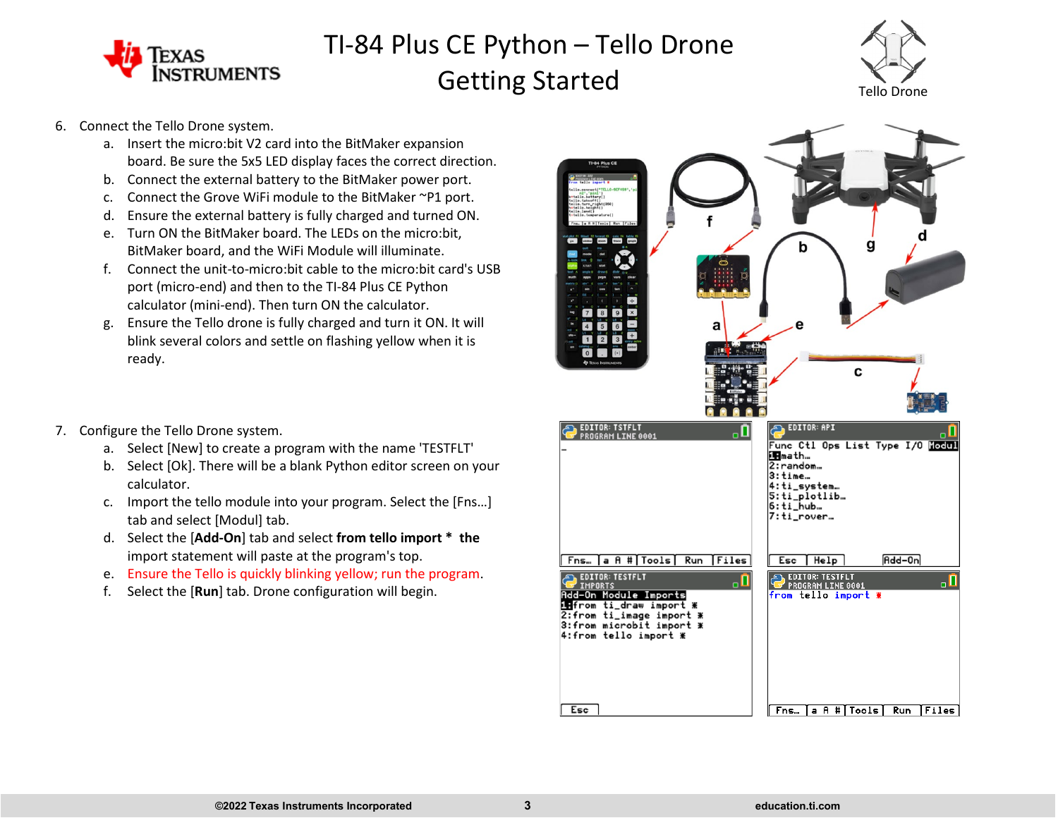# TI-84 Plus CE Python – Tello Drone Getting Started

6. Connect the Tello Drone system.
   a. Insert the micro:bit V2 card into the BitMaker expansion board. Be sure the 5x5 LED display faces the correct direction.
   b. Connect the external battery to the BitMaker power port.
   c. Connect the Grove WiFi module to the BitMaker ~P1 port.
   d. Ensure the external battery is fully charged and turned ON.
   e. Turn ON the BitMaker board. The LEDs on the micro:bit, BitMaker board, and the WiFi Module will illuminate.
   f. Connect the unit-to-micro:bit cable to the micro:bit card's USB port (micro-end) and then to the TI-84 Plus CE Python calculator (mini-end). Then turn ON the calculator.
   g. Ensure the Tello drone is fully charged and turn it ON. It will blink several colors and settle on flashing yellow when it is ready.

7. Configure the Tello Drone system.
   a. Select [New] to create a program with the name 'TESTFLT'
   b. Select [Ok]. There will be a blank Python editor screen on your calculator.
   c. Import the tello module into your program. Select the [Fns…] tab and select [Modul] tab.
   d. Select the [**Add-On**] tab and select **from tello import \*** **the** import statement will paste at the program's top.
   e. Ensure the Tello is quickly blinking yellow; run the program.
   f. Select the [**Run**] tab. Drone configuration will begin.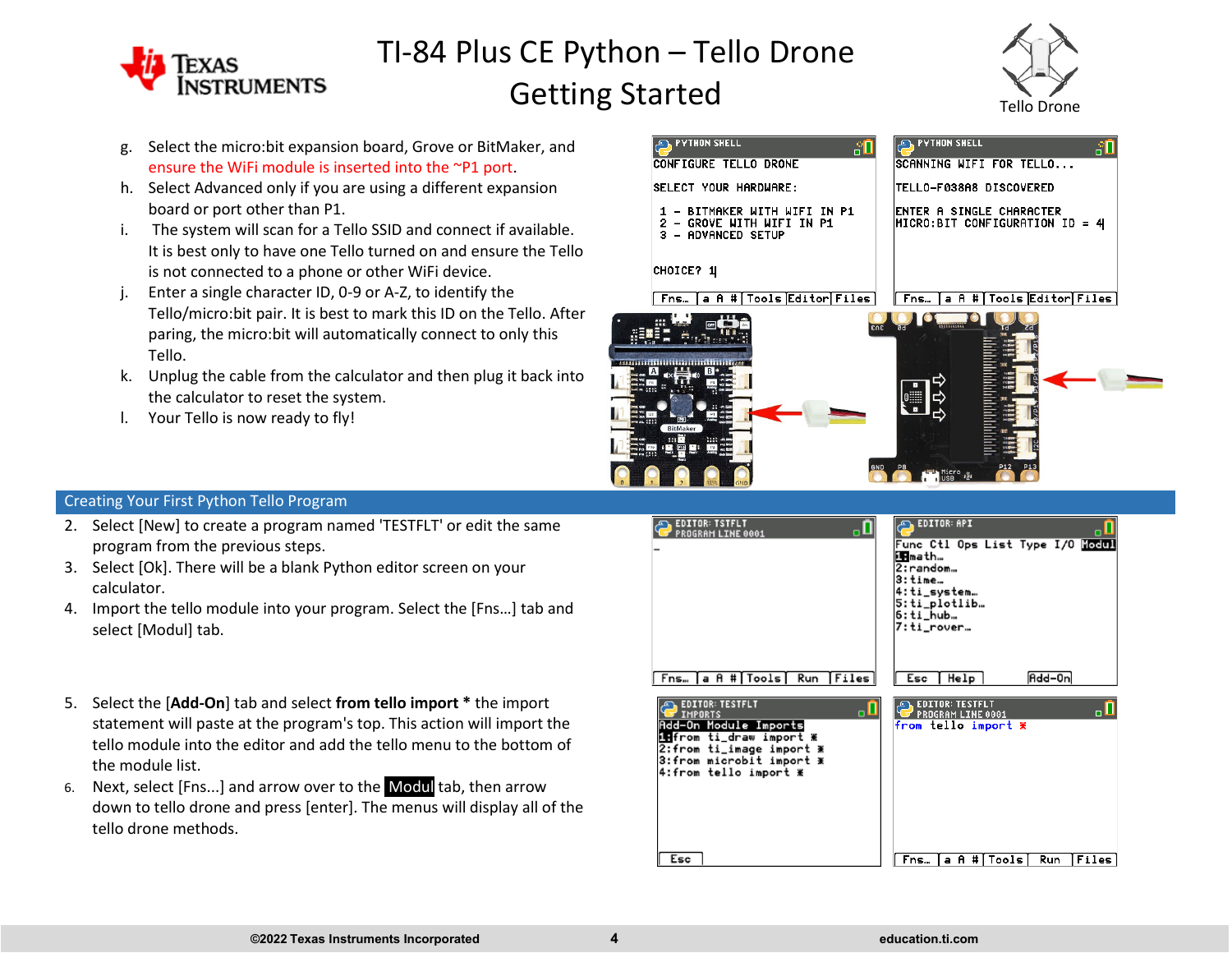# TI-84 Plus CE Python – Tello Drone Getting Started

g. Select the micro:bit expansion board, Grove or BitMaker, and ensure the WiFi module is inserted into the ~P1 port.

h. Select Advanced only if you are using a different expansion board or port other than P1.

i. The system will scan for a Tello SSID and connect if available. It is best only to have one Tello turned on and ensure the Tello is not connected to a phone or other WiFi device.

j. Enter a single character ID, 0-9 or A-Z, to identify the Tello/micro:bit pair. It is best to mark this ID on the Tello. After paring, the micro:bit will automatically connect to only this Tello.

k. Unplug the cable from the calculator and then plug it back into the calculator to reset the system.

l. Your Tello is now ready to fly!

## Creating Your First Python Tello Program

2. Select [New] to create a program named 'TESTFLT' or edit the same program from the previous steps.

3. Select [Ok]. There will be a blank Python editor screen on your calculator.

4. Import the tello module into your program. Select the [Fns…] tab and select [Modul] tab.

5. Select the [**Add-On**] tab and select **from tello import** * the import statement will paste at the program's top. This action will import the tello module into the editor and add the tello menu to the bottom of the module list.

6. Next, select [Fns...] and arrow over to the Modul tab, then arrow down to tello drone and press [enter]. The menus will display all of the tello drone methods.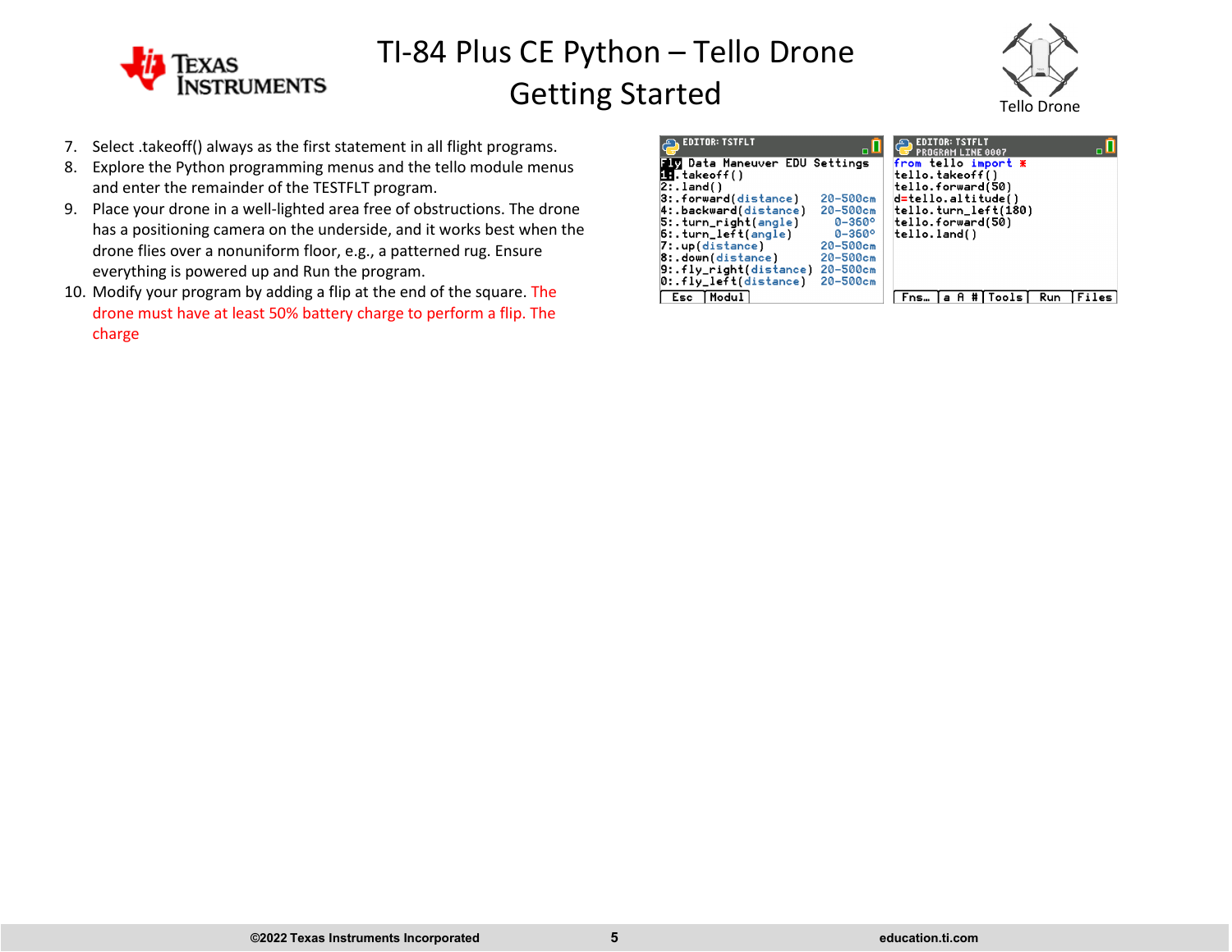# TI-84 Plus CE Python – Tello Drone Getting Started

Tello Drone

7. Select .takeoff() always as the first statement in all flight programs.
8. Explore the Python programming menus and the tello module menus and enter the remainder of the TESTFLT program.
9. Place your drone in a well-lighted area free of obstructions. The drone has a positioning camera on the underside, and it works best when the drone flies over a nonuniform floor, e.g., a patterned rug. Ensure everything is powered up and Run the program.
10. Modify your program by adding a flip at the end of the square. The drone must have at least 50% battery charge to perform a flip. The charge

```
EDITOR: TSTFLT
Fly Data Maneuver EDU Settings
1:.takeoff()
2:.land()
3:.forward(distance)     20-500cm
4:.backward(distance)    20-500cm
5:.turn_right(angle)     0-360°
6:.turn_left(angle)      0-360°
7:.up(distance)          20-500cm
8:.down(distance)        20-500cm
9:.fly_right(distance)   20-500cm
0:.fly_left(distance)    20-500cm
Esc  Modul
```

```
EDITOR: TSTFLT
PROGRAM LINE 0007
from tello import *
tello.takeoff()
tello.forward(50)
d=tello.altitude()
tello.turn_left(180)
tello.forward(50)
tello.land()
Fns… a A # Tools Run Files
```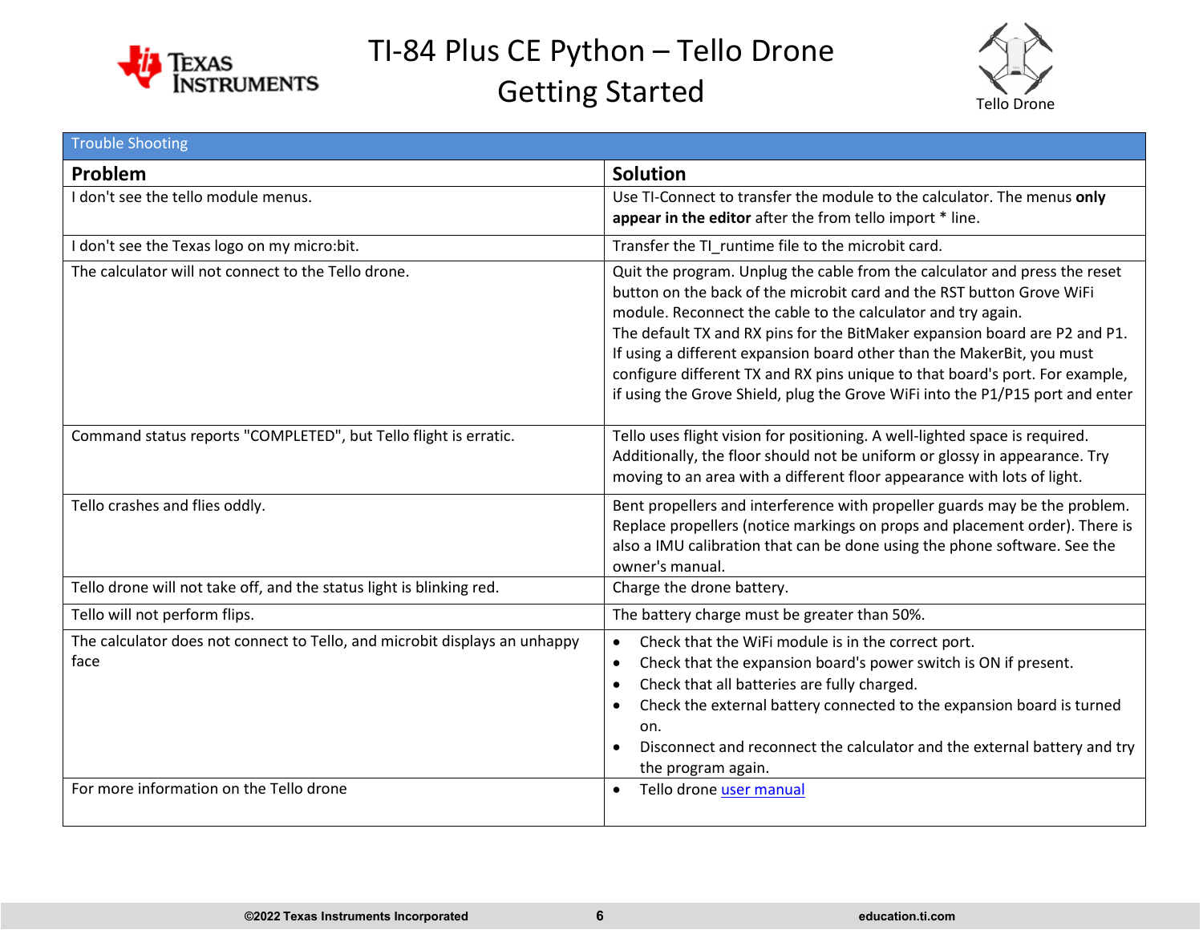# TI-84 Plus CE Python – Tello Drone Getting Started

Tello Drone

| Trouble Shooting | |
|---|---|
| **Problem** | **Solution** |
| I don't see the tello module menus. | Use TI-Connect to transfer the module to the calculator. The menus **only appear in the editor** after the from tello import * line. |
| I don't see the Texas logo on my micro:bit. | Transfer the TI_runtime file to the microbit card. |
| The calculator will not connect to the Tello drone. | Quit the program. Unplug the cable from the calculator and press the reset button on the back of the microbit card and the RST button Grove WiFi module. Reconnect the cable to the calculator and try again.<br>The default TX and RX pins for the BitMaker expansion board are P2 and P1. If using a different expansion board other than the MakerBit, you must configure different TX and RX pins unique to that board's port. For example, if using the Grove Shield, plug the Grove WiFi into the P1/P15 port and enter |
| Command status reports "COMPLETED", but Tello flight is erratic. | Tello uses flight vision for positioning. A well-lighted space is required. Additionally, the floor should not be uniform or glossy in appearance. Try moving to an area with a different floor appearance with lots of light. |
| Tello crashes and flies oddly. | Bent propellers and interference with propeller guards may be the problem. Replace propellers (notice markings on props and placement order). There is also a IMU calibration that can be done using the phone software. See the owner's manual. |
| Tello drone will not take off, and the status light is blinking red. | Charge the drone battery. |
| Tello will not perform flips. | The battery charge must be greater than 50%. |
| The calculator does not connect to Tello, and microbit displays an unhappy face | • Check that the WiFi module is in the correct port.<br>• Check that the expansion board's power switch is ON if present.<br>• Check that all batteries are fully charged.<br>• Check the external battery connected to the expansion board is turned on.<br>• Disconnect and reconnect the calculator and the external battery and try the program again. |
| For more information on the Tello drone | • Tello drone user manual |

©2022 Texas Instruments Incorporated

education.ti.com